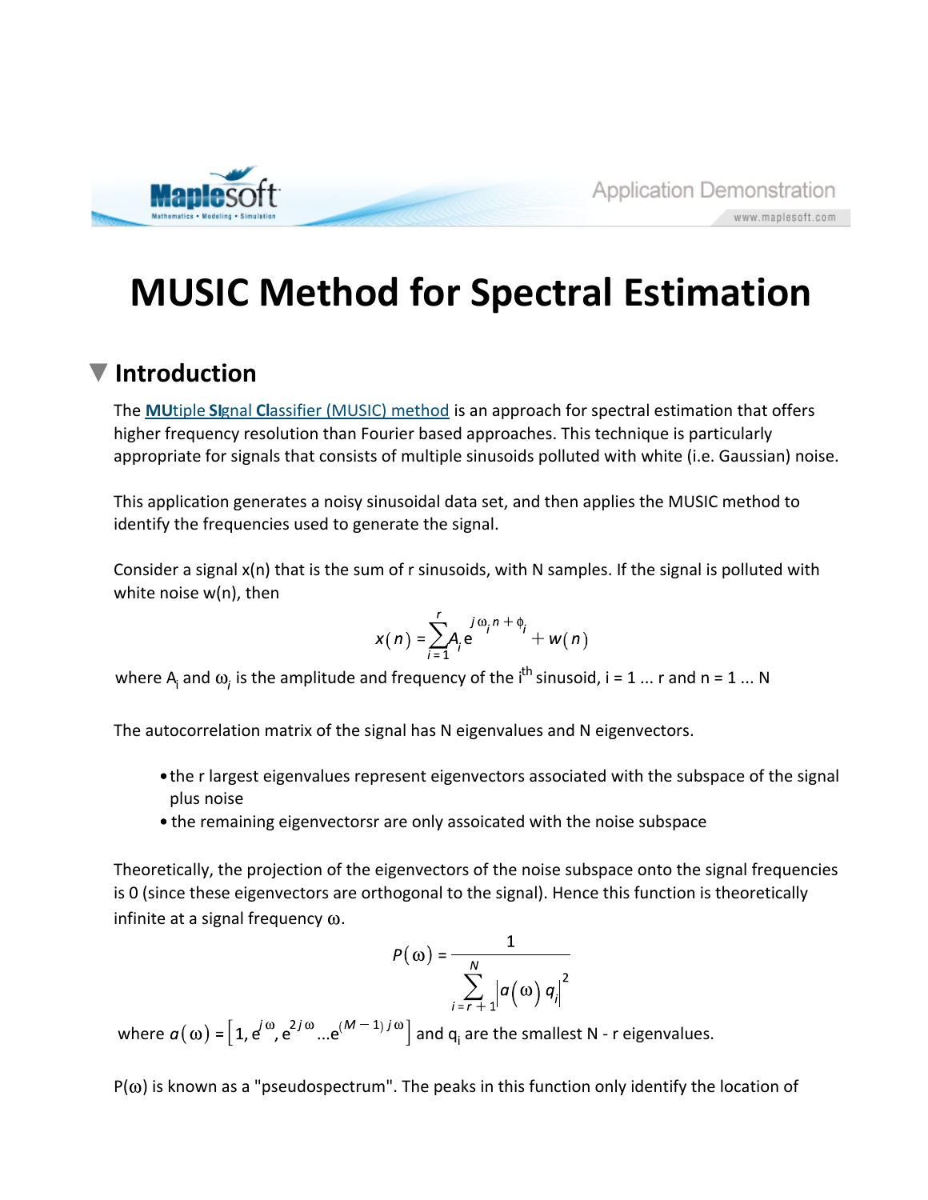# MUSIC Method for Spectral Estimation

## Introduction

The **MU**tiple **SI**gnal **Cl**assifier (MUSIC) method is an approach for spectral estimation that offers higher frequency resolution than Fourier based approaches. This technique is particularly appropriate for signals that consists of multiple sinusoids polluted with white (i.e. Gaussian) noise.

This application generates a noisy sinusoidal data set, and then applies the MUSIC method to identify the frequencies used to generate the signal.

Consider a signal x(n) that is the sum of r sinusoids, with N samples. If the signal is polluted with white noise w(n), then

$$x(n) = \sum_{i=1}^{r} A_i e^{j\omega_i n + \phi_i} + w(n)$$

where $A_i$ and $\omega_i$ is the amplitude and frequency of the $i^{th}$ sinusoid, i = 1 ... r and n = 1 ... N

The autocorrelation matrix of the signal has N eigenvalues and N eigenvectors.

- the r largest eigenvalues represent eigenvectors associated with the subspace of the signal plus noise
- the remaining eigenvectorsr are only assoicated with the noise subspace

Theoretically, the projection of the eigenvectors of the noise subspace onto the signal frequencies is 0 (since these eigenvectors are orthogonal to the signal). Hence this function is theoretically infinite at a signal frequency ω.

$$P(\omega) = \frac{1}{\sum_{i=r+1}^{N} \left| a(\omega)\, q_i \right|^2}$$

where $a(\omega) = \left[1, e^{j\omega}, e^{2j\omega} ... e^{(M-1)j\omega}\right]$ and $q_i$ are the smallest N - r eigenvalues.

P(ω) is known as a "pseudospectrum". The peaks in this function only identify the location of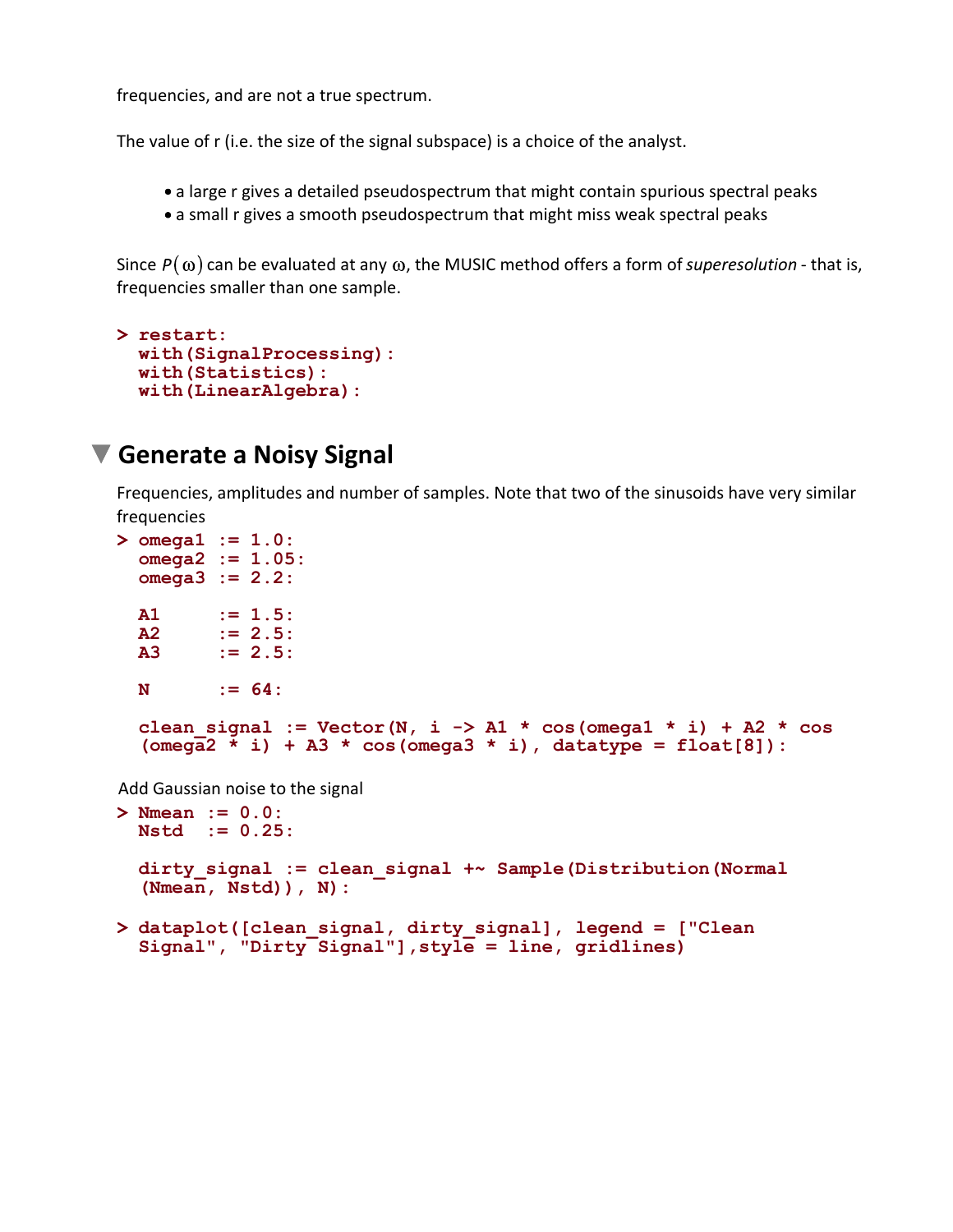frequencies, and are not a true spectrum.

The value of r (i.e. the size of the signal subspace) is a choice of the analyst.

- a large r gives a detailed pseudospectrum that might contain spurious spectral peaks
- a small r gives a smooth pseudospectrum that might miss weak spectral peaks

Since $P(\omega)$ can be evaluated at any $\omega$, the MUSIC method offers a form of *superesolution* - that is, frequencies smaller than one sample.

```
> restart:
  with(SignalProcessing):
  with(Statistics):
  with(LinearAlgebra):
```

## Generate a Noisy Signal

Frequencies, amplitudes and number of samples. Note that two of the sinusoids have very similar frequencies

```
> omega1 := 1.0:
  omega2 := 1.05:
  omega3 := 2.2:

  A1     := 1.5:
  A2     := 2.5:
  A3     := 2.5:

  N      := 64:

  clean_signal := Vector(N, i -> A1 * cos(omega1 * i) + A2 * cos
  (omega2 * i) + A3 * cos(omega3 * i), datatype = float[8]):
```

Add Gaussian noise to the signal

```
> Nmean := 0.0:
  Nstd  := 0.25:

  dirty_signal := clean_signal +~ Sample(Distribution(Normal
  (Nmean, Nstd)), N):

> dataplot([clean_signal, dirty_signal], legend = ["Clean
  Signal", "Dirty Signal"],style = line, gridlines)
```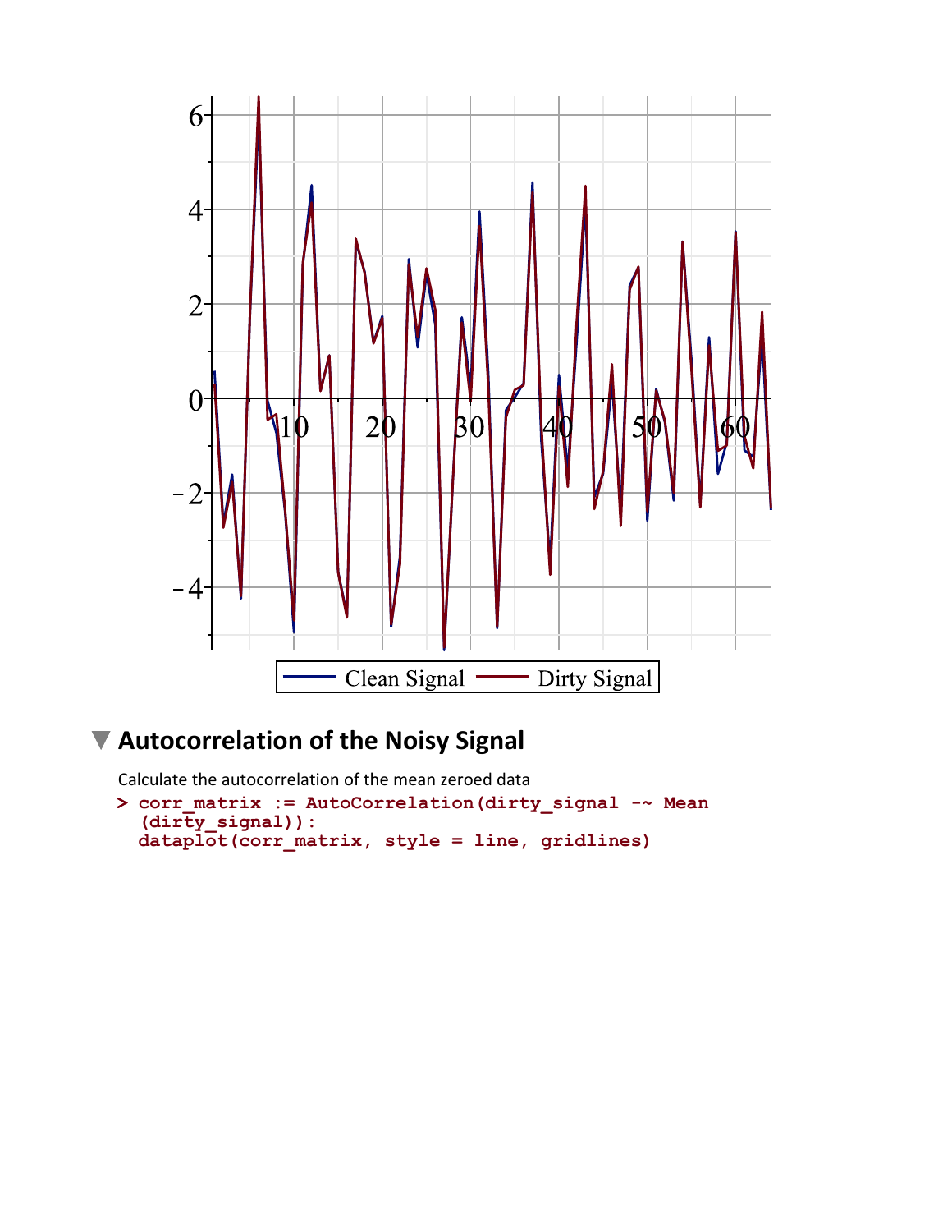## Autocorrelation of the Noisy Signal

Calculate the autocorrelation of the mean zeroed data

```
> corr_matrix := AutoCorrelation(dirty_signal -~ Mean
  (dirty_signal)):
  dataplot(corr_matrix, style = line, gridlines)
```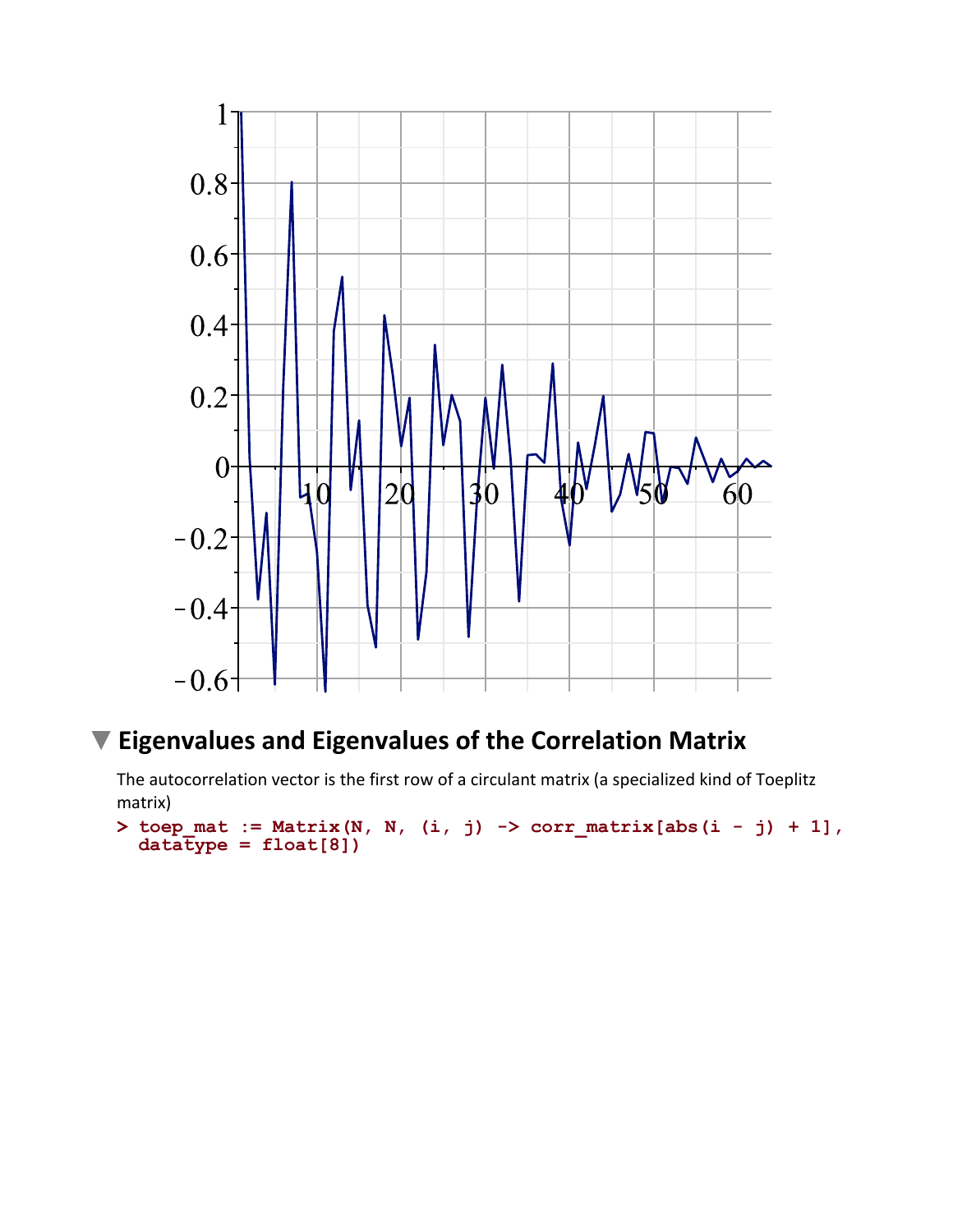## Eigenvalues and Eigenvalues of the Correlation Matrix

The autocorrelation vector is the first row of a circulant matrix (a specialized kind of Toeplitz matrix)

```
> toep_mat := Matrix(N, N, (i, j) -> corr_matrix[abs(i - j) + 1],
  datatype = float[8])
```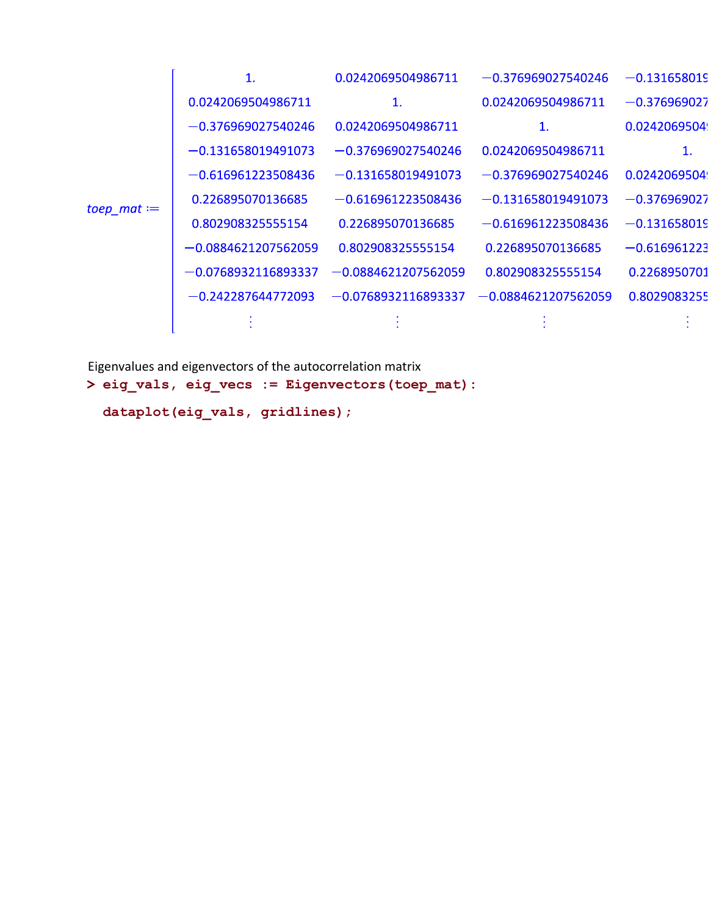$$
toep\_mat := \begin{bmatrix}
1. & 0.0242069504986711 & -0.376969027540246 & -0.131658019 \\
0.0242069504986711 & 1. & 0.0242069504986711 & -0.376969027 \\
-0.376969027540246 & 0.0242069504986711 & 1. & 0.0242069504 \\
-0.131658019491073 & -0.376969027540246 & 0.0242069504986711 & 1. \\
-0.616961223508436 & -0.131658019491073 & -0.376969027540246 & 0.0242069504 \\
0.226895070136685 & -0.616961223508436 & -0.131658019491073 & -0.376969027 \\
0.802908325555154 & 0.226895070136685 & -0.616961223508436 & -0.131658019 \\
-0.0884621207562059 & 0.802908325555154 & 0.226895070136685 & -0.616961223 \\
-0.0768932116893337 & -0.0884621207562059 & 0.802908325555154 & 0.2268950701 \\
-0.242287644772093 & -0.0768932116893337 & -0.0884621207562059 & 0.8029083255 \\
\vdots & \vdots & \vdots & \vdots
\end{bmatrix}
$$

Eigenvalues and eigenvectors of the autocorrelation matrix

```
> eig_vals, eig_vecs := Eigenvectors(toep_mat):
  dataplot(eig_vals, gridlines);
```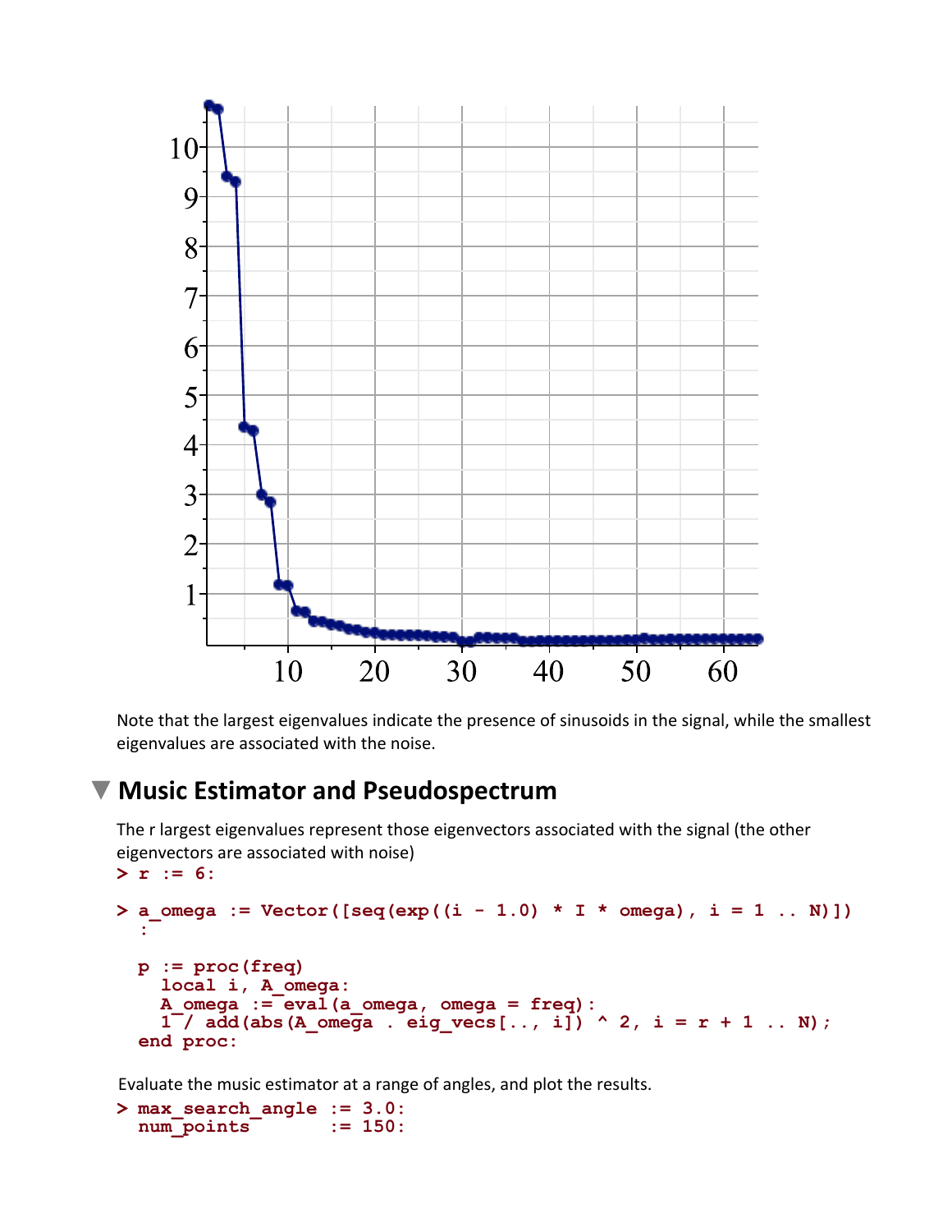Note that the largest eigenvalues indicate the presence of sinusoids in the signal, while the smallest eigenvalues are associated with the noise.

## Music Estimator and Pseudospectrum

The r largest eigenvalues represent those eigenvectors associated with the signal (the other eigenvectors are associated with noise)

```
> r := 6:
```

```
> a_omega := Vector([seq(exp((i - 1.0) * I * omega), i = 1 .. N)])
  :

  p := proc(freq)
    local i, A_omega:
    A_omega := eval(a_omega, omega = freq):
    1 / add(abs(A_omega . eig_vecs[.., i]) ^ 2, i = r + 1 .. N);
  end proc:
```

Evaluate the music estimator at a range of angles, and plot the results.

```
> max_search_angle := 3.0:
  num_points       := 150:
```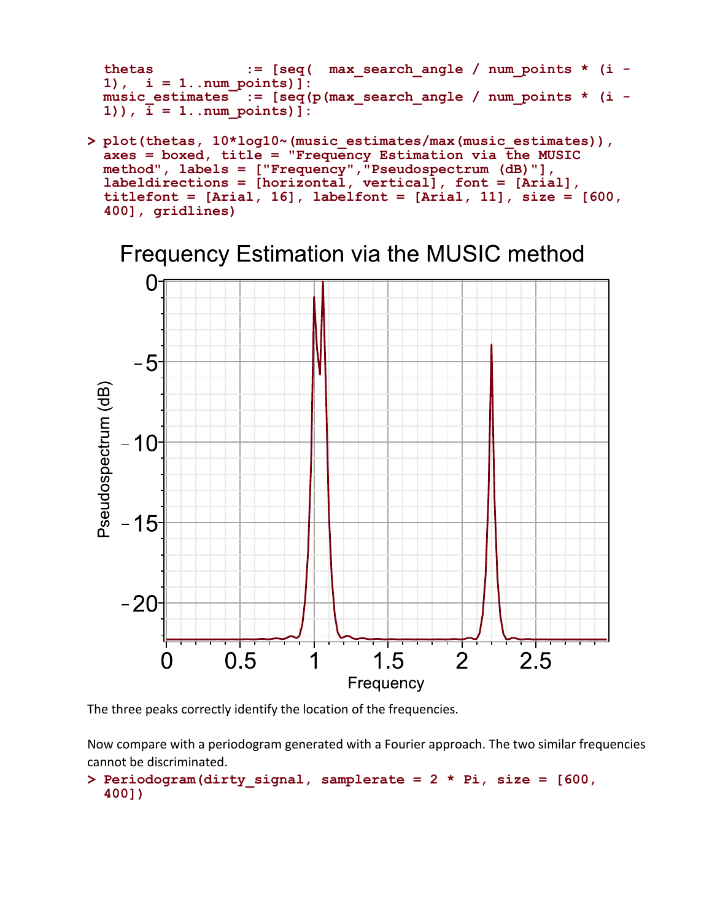```
thetas           := [seq(  max_search_angle / num_points * (i - 1),  i = 1..num_points)]:
music_estimates  := [seq(p(max_search_angle / num_points * (i - 1)), i = 1..num_points)]:
```

```
> plot(thetas, 10*log10~(music_estimates/max(music_estimates)), axes = boxed, title = "Frequency Estimation via the MUSIC method", labels = ["Frequency","Pseudospectrum (dB)"], labeldirections = [horizontal, vertical], font = [Arial], titlefont = [Arial, 16], labelfont = [Arial, 11], size = [600, 400], gridlines)
```

The three peaks correctly identify the location of the frequencies.

Now compare with a periodogram generated with a Fourier approach. The two similar frequencies cannot be discriminated.

```
> Periodogram(dirty_signal, samplerate = 2 * Pi, size = [600, 400])
```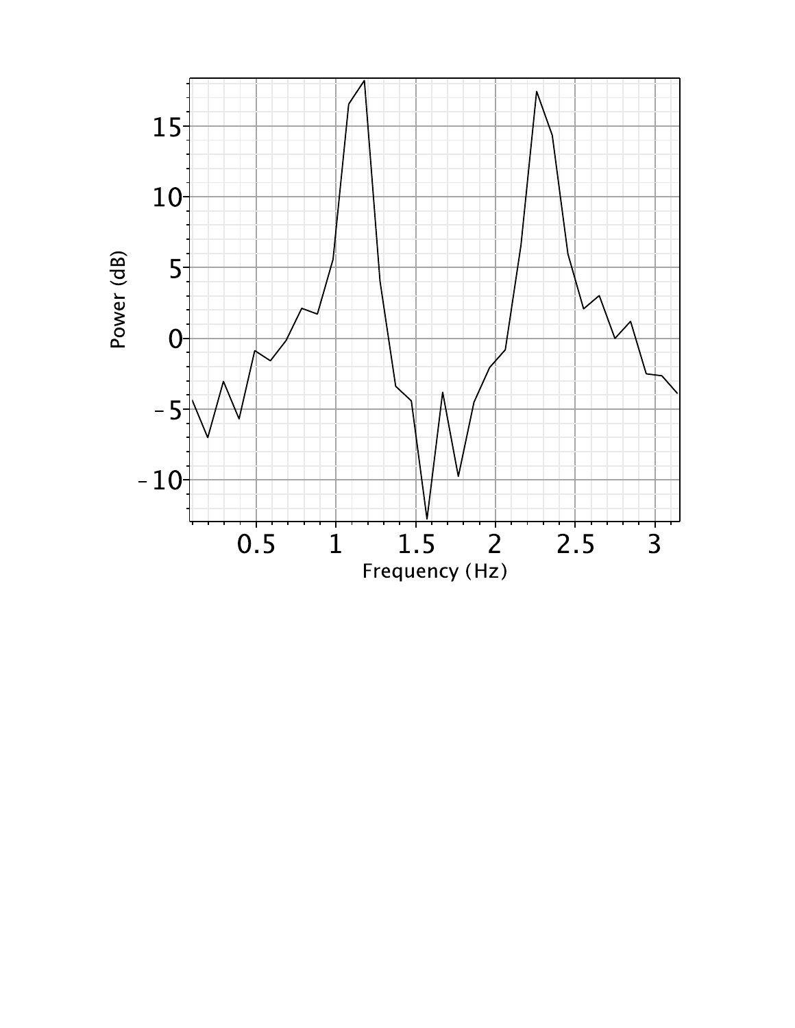Power (dB)

15
10
5
0
-5
-10

0.5
1
1.5
2
2.5
3

Frequency (Hz)